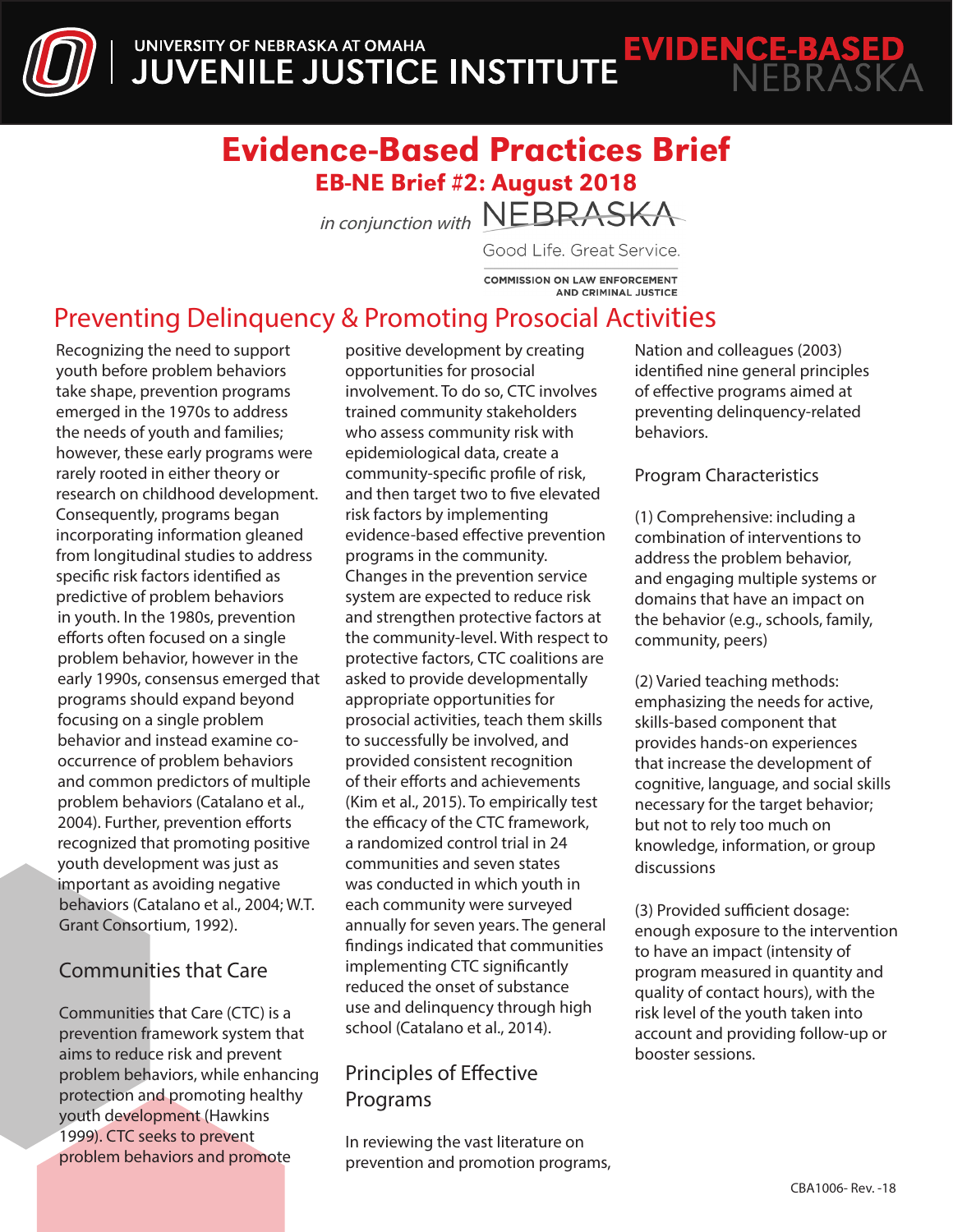UNIVERSITY OF NEBRASKA AT OMAHA
JUVENILE JUSTICE INSTITUTE

EVIDENCE-BASED NEBRASKA

# Evidence-Based Practices Brief

## EB-NE Brief #2: August 2018

*in conjunction with* NEBRASKA Good Life. Great Service. COMMISSION ON LAW ENFORCEMENT AND CRIMINAL JUSTICE

## Preventing Delinquency & Promoting Prosocial Activities

Recognizing the need to support youth before problem behaviors take shape, prevention programs emerged in the 1970s to address the needs of youth and families; however, these early programs were rarely rooted in either theory or research on childhood development. Consequently, programs began incorporating information gleaned from longitudinal studies to address specific risk factors identified as predictive of problem behaviors in youth. In the 1980s, prevention efforts often focused on a single problem behavior, however in the early 1990s, consensus emerged that programs should expand beyond focusing on a single problem behavior and instead examine co-occurrence of problem behaviors and common predictors of multiple problem behaviors (Catalano et al., 2004). Further, prevention efforts recognized that promoting positive youth development was just as important as avoiding negative behaviors (Catalano et al., 2004; W.T. Grant Consortium, 1992).

### Communities that Care

Communities that Care (CTC) is a prevention framework system that aims to reduce risk and prevent problem behaviors, while enhancing protection and promoting healthy youth development (Hawkins 1999). CTC seeks to prevent problem behaviors and promote positive development by creating opportunities for prosocial involvement. To do so, CTC involves trained community stakeholders who assess community risk with epidemiological data, create a community-specific profile of risk, and then target two to five elevated risk factors by implementing evidence-based effective prevention programs in the community. Changes in the prevention service system are expected to reduce risk and strengthen protective factors at the community-level. With respect to protective factors, CTC coalitions are asked to provide developmentally appropriate opportunities for prosocial activities, teach them skills to successfully be involved, and provided consistent recognition of their efforts and achievements (Kim et al., 2015). To empirically test the efficacy of the CTC framework, a randomized control trial in 24 communities and seven states was conducted in which youth in each community were surveyed annually for seven years. The general findings indicated that communities implementing CTC significantly reduced the onset of substance use and delinquency through high school (Catalano et al., 2014).

### Principles of Effective Programs

In reviewing the vast literature on prevention and promotion programs, Nation and colleagues (2003) identified nine general principles of effective programs aimed at preventing delinquency-related behaviors.

#### Program Characteristics

(1) Comprehensive: including a combination of interventions to address the problem behavior, and engaging multiple systems or domains that have an impact on the behavior (e.g., schools, family, community, peers)

(2) Varied teaching methods: emphasizing the needs for active, skills-based component that provides hands-on experiences that increase the development of cognitive, language, and social skills necessary for the target behavior; but not to rely too much on knowledge, information, or group discussions

(3) Provided sufficient dosage: enough exposure to the intervention to have an impact (intensity of program measured in quantity and quality of contact hours), with the risk level of the youth taken into account and providing follow-up or booster sessions.

CBA1006- Rev. -18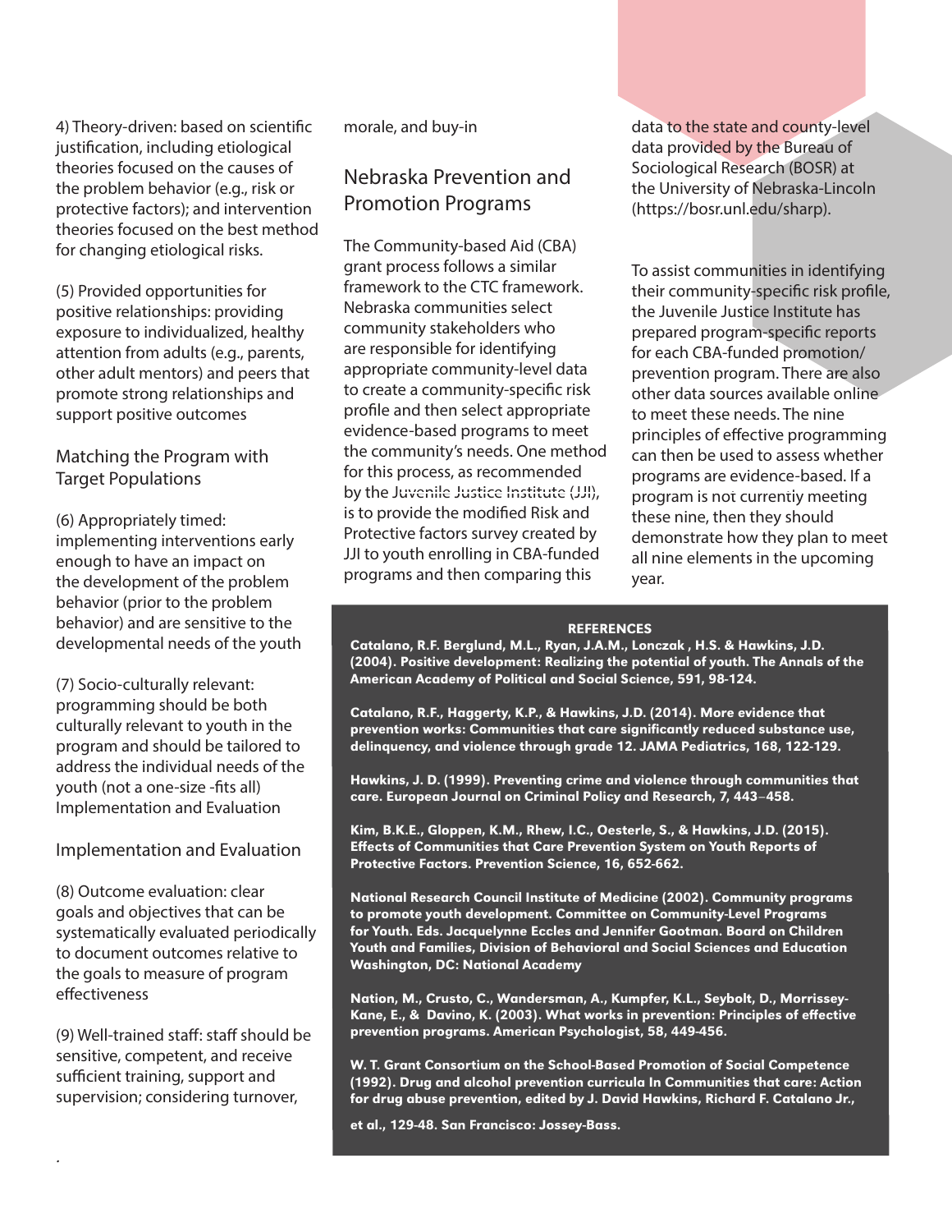4) Theory-driven: based on scientific justification, including etiological theories focused on the causes of the problem behavior (e.g., risk or protective factors); and intervention theories focused on the best method for changing etiological risks.

(5) Provided opportunities for positive relationships: providing exposure to individualized, healthy attention from adults (e.g., parents, other adult mentors) and peers that promote strong relationships and support positive outcomes

## Matching the Program with Target Populations

(6) Appropriately timed: implementing interventions early enough to have an impact on the development of the problem behavior (prior to the problem behavior) and are sensitive to the developmental needs of the youth

(7) Socio-culturally relevant: programming should be both culturally relevant to youth in the program and should be tailored to address the individual needs of the youth (not a one-size -fits all) Implementation and Evaluation

## Implementation and Evaluation

(8) Outcome evaluation: clear goals and objectives that can be systematically evaluated periodically to document outcomes relative to the goals to measure of program effectiveness

(9) Well-trained staff: staff should be sensitive, competent, and receive sufficient training, support and supervision; considering turnover, morale, and buy-in

## Nebraska Prevention and Promotion Programs

The Community-based Aid (CBA) grant process follows a similar framework to the CTC framework. Nebraska communities select community stakeholders who are responsible for identifying appropriate community-level data to create a community-specific risk profile and then select appropriate evidence-based programs to meet the community's needs. One method for this process, as recommended by the Juvenile Justice Institute (JJI), is to provide the modified Risk and Protective factors survey created by JJI to youth enrolling in CBA-funded programs and then comparing this data to the state and county-level data provided by the Bureau of Sociological Research (BOSR) at the University of Nebraska-Lincoln (https://bosr.unl.edu/sharp).

To assist communities in identifying their community-specific risk profile, the Juvenile Justice Institute has prepared program-specific reports for each CBA-funded promotion/ prevention program. There are also other data sources available online to meet these needs. The nine principles of effective programming can then be used to assess whether programs are evidence-based. If a program is not currently meeting these nine, then they should demonstrate how they plan to meet all nine elements in the upcoming year.

### REFERENCES

**Catalano, R.F. Berglund, M.L., Ryan, J.A.M., Lonczak , H.S. & Hawkins, J.D. (2004). Positive development: Realizing the potential of youth. The Annals of the American Academy of Political and Social Science, 591, 98-124.**

**Catalano, R.F., Haggerty, K.P., & Hawkins, J.D. (2014). More evidence that prevention works: Communities that care significantly reduced substance use, delinquency, and violence through grade 12. JAMA Pediatrics, 168, 122-129.**

**Hawkins, J. D. (1999). Preventing crime and violence through communities that care. European Journal on Criminal Policy and Research, 7, 443–458.**

**Kim, B.K.E., Gloppen, K.M., Rhew, I.C., Oesterle, S., & Hawkins, J.D. (2015). Effects of Communities that Care Prevention System on Youth Reports of Protective Factors. Prevention Science, 16, 652-662.**

**National Research Council Institute of Medicine (2002). Community programs to promote youth development. Committee on Community-Level Programs for Youth. Eds. Jacquelynne Eccles and Jennifer Gootman. Board on Children Youth and Families, Division of Behavioral and Social Sciences and Education Washington, DC: National Academy**

**Nation, M., Crusto, C., Wandersman, A., Kumpfer, K.L., Seybolt, D., Morrissey-Kane, E., & Davino, K. (2003). What works in prevention: Principles of effective prevention programs. American Psychologist, 58, 449-456.**

**W. T. Grant Consortium on the School-Based Promotion of Social Competence (1992). Drug and alcohol prevention curricula In Communities that care: Action for drug abuse prevention, edited by J. David Hawkins, Richard F. Catalano Jr., et al., 129-48. San Francisco: Jossey-Bass.**